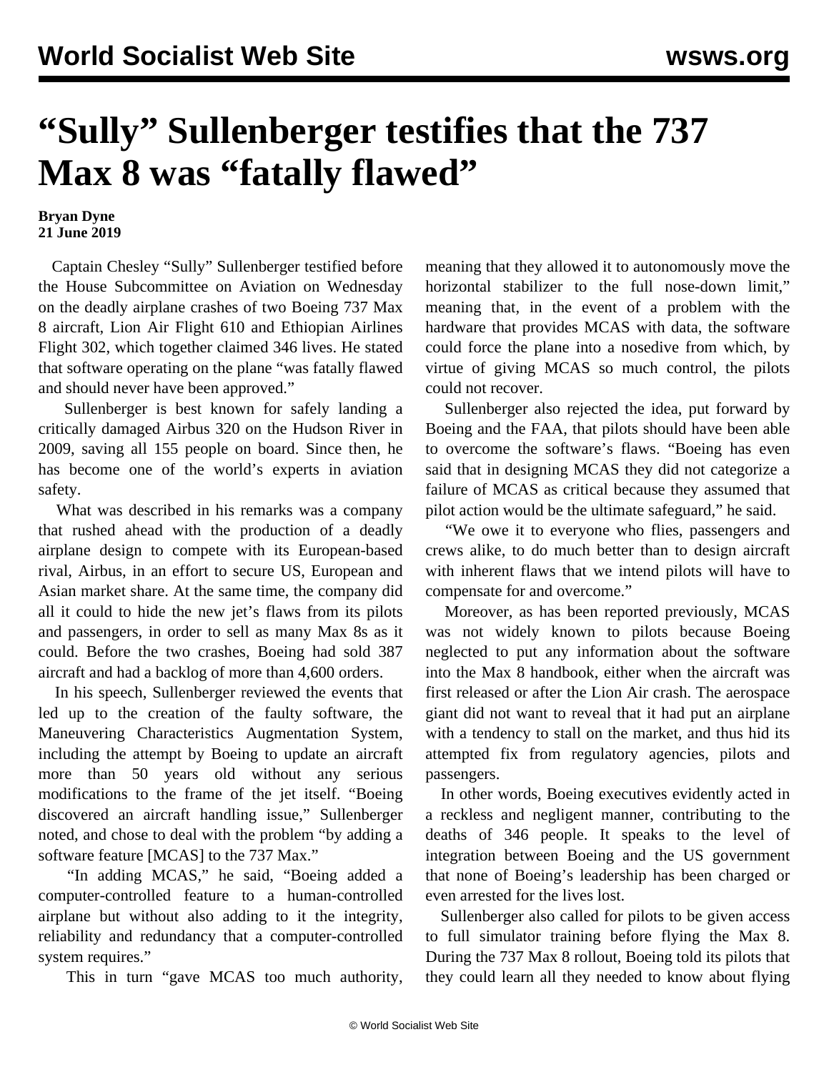# "Sully" Sullenberger testifies that the 737 Max 8 was "fatally flawed"

**Bryan Dyne**
**21 June 2019**

Captain Chesley "Sully" Sullenberger testified before the House Subcommittee on Aviation on Wednesday on the deadly airplane crashes of two Boeing 737 Max 8 aircraft, Lion Air Flight 610 and Ethiopian Airlines Flight 302, which together claimed 346 lives. He stated that software operating on the plane "was fatally flawed and should never have been approved."

Sullenberger is best known for safely landing a critically damaged Airbus 320 on the Hudson River in 2009, saving all 155 people on board. Since then, he has become one of the world's experts in aviation safety.

What was described in his remarks was a company that rushed ahead with the production of a deadly airplane design to compete with its European-based rival, Airbus, in an effort to secure US, European and Asian market share. At the same time, the company did all it could to hide the new jet's flaws from its pilots and passengers, in order to sell as many Max 8s as it could. Before the two crashes, Boeing had sold 387 aircraft and had a backlog of more than 4,600 orders.

In his speech, Sullenberger reviewed the events that led up to the creation of the faulty software, the Maneuvering Characteristics Augmentation System, including the attempt by Boeing to update an aircraft more than 50 years old without any serious modifications to the frame of the jet itself. "Boeing discovered an aircraft handling issue," Sullenberger noted, and chose to deal with the problem "by adding a software feature [MCAS] to the 737 Max."

"In adding MCAS," he said, "Boeing added a computer-controlled feature to a human-controlled airplane but without also adding to it the integrity, reliability and redundancy that a computer-controlled system requires."

This in turn "gave MCAS too much authority, meaning that they allowed it to autonomously move the horizontal stabilizer to the full nose-down limit," meaning that, in the event of a problem with the hardware that provides MCAS with data, the software could force the plane into a nosedive from which, by virtue of giving MCAS so much control, the pilots could not recover.

Sullenberger also rejected the idea, put forward by Boeing and the FAA, that pilots should have been able to overcome the software's flaws. "Boeing has even said that in designing MCAS they did not categorize a failure of MCAS as critical because they assumed that pilot action would be the ultimate safeguard," he said.

"We owe it to everyone who flies, passengers and crews alike, to do much better than to design aircraft with inherent flaws that we intend pilots will have to compensate for and overcome."

Moreover, as has been reported previously, MCAS was not widely known to pilots because Boeing neglected to put any information about the software into the Max 8 handbook, either when the aircraft was first released or after the Lion Air crash. The aerospace giant did not want to reveal that it had put an airplane with a tendency to stall on the market, and thus hid its attempted fix from regulatory agencies, pilots and passengers.

In other words, Boeing executives evidently acted in a reckless and negligent manner, contributing to the deaths of 346 people. It speaks to the level of integration between Boeing and the US government that none of Boeing's leadership has been charged or even arrested for the lives lost.

Sullenberger also called for pilots to be given access to full simulator training before flying the Max 8. During the 737 Max 8 rollout, Boeing told its pilots that they could learn all they needed to know about flying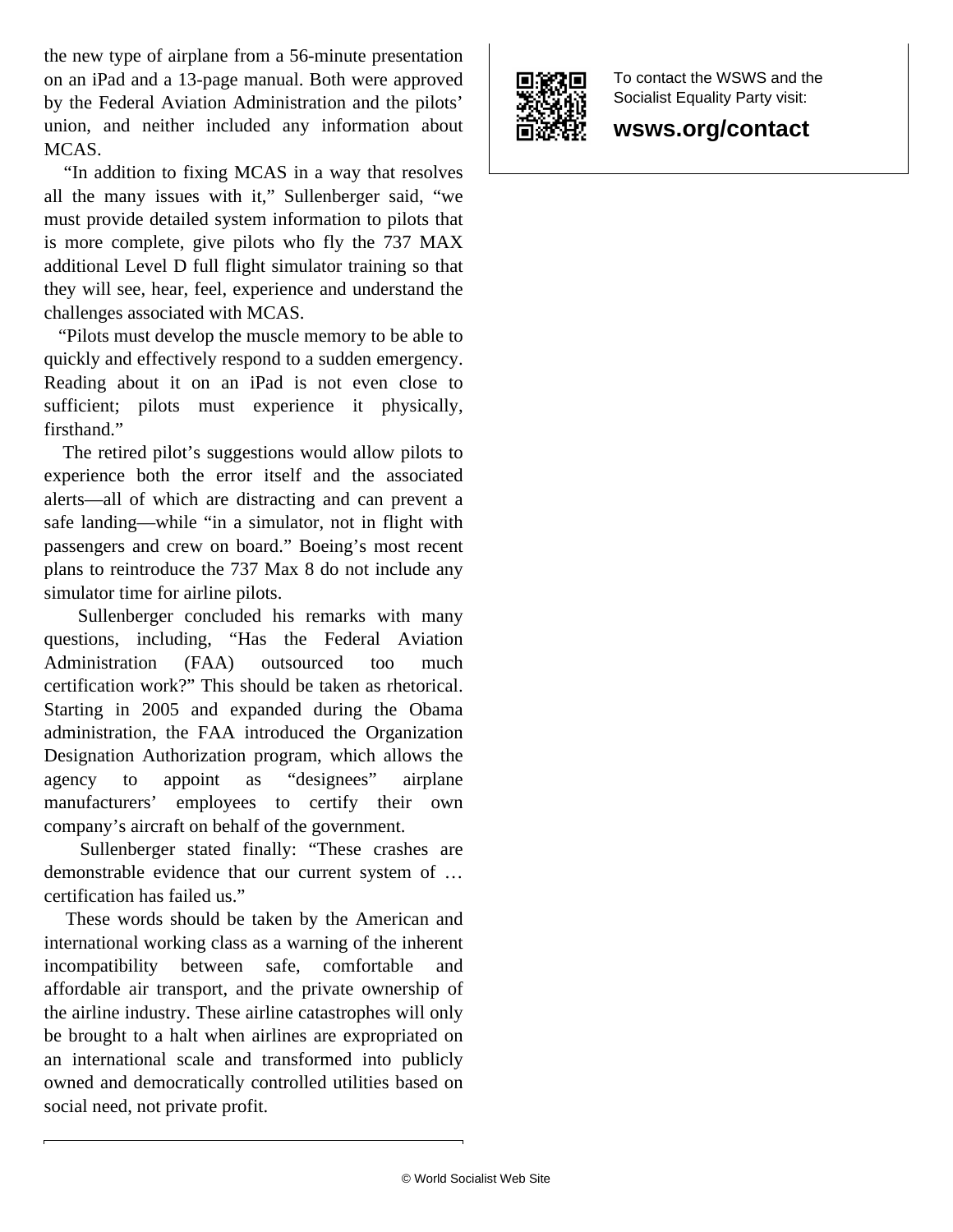the new type of airplane from a 56-minute presentation on an iPad and a 13-page manual. Both were approved by the Federal Aviation Administration and the pilots' union, and neither included any information about MCAS.

"In addition to fixing MCAS in a way that resolves all the many issues with it," Sullenberger said, "we must provide detailed system information to pilots that is more complete, give pilots who fly the 737 MAX additional Level D full flight simulator training so that they will see, hear, feel, experience and understand the challenges associated with MCAS.

"Pilots must develop the muscle memory to be able to quickly and effectively respond to a sudden emergency. Reading about it on an iPad is not even close to sufficient; pilots must experience it physically, firsthand."

The retired pilot's suggestions would allow pilots to experience both the error itself and the associated alerts—all of which are distracting and can prevent a safe landing—while "in a simulator, not in flight with passengers and crew on board." Boeing's most recent plans to reintroduce the 737 Max 8 do not include any simulator time for airline pilots.

Sullenberger concluded his remarks with many questions, including, "Has the Federal Aviation Administration (FAA) outsourced too much certification work?" This should be taken as rhetorical. Starting in 2005 and expanded during the Obama administration, the FAA introduced the Organization Designation Authorization program, which allows the agency to appoint as "designees" airplane manufacturers' employees to certify their own company's aircraft on behalf of the government.

Sullenberger stated finally: "These crashes are demonstrable evidence that our current system of … certification has failed us."

These words should be taken by the American and international working class as a warning of the inherent incompatibility between safe, comfortable and affordable air transport, and the private ownership of the airline industry. These airline catastrophes will only be brought to a halt when airlines are expropriated on an international scale and transformed into publicly owned and democratically controlled utilities based on social need, not private profit.

To contact the WSWS and the Socialist Equality Party visit:

**wsws.org/contact**